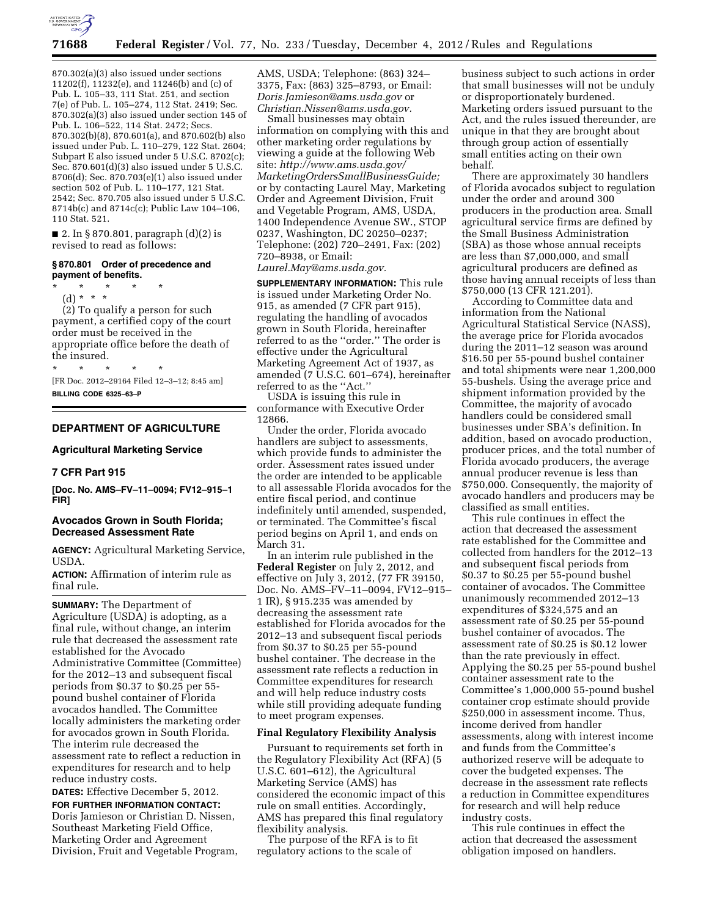870.302(a)(3) also issued under sections 11202(f), 11232(e), and 11246(b) and (c) of Pub. L. 105–33, 111 Stat. 251, and section 7(e) of Pub. L. 105–274, 112 Stat. 2419; Sec. 870.302(a)(3) also issued under section 145 of Pub. L. 106–522, 114 Stat. 2472; Secs. 870.302(b)(8), 870.601(a), and 870.602(b) also issued under Pub. L. 110–279, 122 Stat. 2604; Subpart E also issued under 5 U.S.C. 8702(c); Sec. 870.601(d)(3) also issued under 5 U.S.C. 8706(d); Sec. 870.703(e)(1) also issued under section 502 of Pub. L. 110–177, 121 Stat. 2542; Sec. 870.705 also issued under 5 U.S.C. 8714b(c) and 8714c(c); Public Law 104–106, 110 Stat. 521.

■ 2. In § 870.801, paragraph (d)(2) is revised to read as follows:

**§ 870.801 Order of precedence and payment of benefits.**

\* \* \* \* \*

(d) \* \* \*

(2) To qualify a person for such payment, a certified copy of the court order must be received in the appropriate office before the death of the insured.

\* \* \* \* \*

[FR Doc. 2012–29164 Filed 12–3–12; 8:45 am]

**BILLING CODE 6325–63–P**

## DEPARTMENT OF AGRICULTURE

### Agricultural Marketing Service

### 7 CFR Part 915

**[Doc. No. AMS–FV–11–0094; FV12–915–1 FIR]**

### Avocados Grown in South Florida; Decreased Assessment Rate

**AGENCY:** Agricultural Marketing Service, USDA.

**ACTION:** Affirmation of interim rule as final rule.

**SUMMARY:** The Department of Agriculture (USDA) is adopting, as a final rule, without change, an interim rule that decreased the assessment rate established for the Avocado Administrative Committee (Committee) for the 2012–13 and subsequent fiscal periods from $0.37 to $0.25 per 55-pound bushel container of Florida avocados handled. The Committee locally administers the marketing order for avocados grown in South Florida. The interim rule decreased the assessment rate to reflect a reduction in expenditures for research and to help reduce industry costs.

**DATES:** Effective December 5, 2012.

**FOR FURTHER INFORMATION CONTACT:** Doris Jamieson or Christian D. Nissen, Southeast Marketing Field Office, Marketing Order and Agreement Division, Fruit and Vegetable Program, AMS, USDA; Telephone: (863) 324–3375, Fax: (863) 325–8793, or Email: *Doris.Jamieson@ams.usda.gov* or *Christian.Nissen@ams.usda.gov.*

Small businesses may obtain information on complying with this and other marketing order regulations by viewing a guide at the following Web site: *http://www.ams.usda.gov/MarketingOrdersSmallBusinessGuide;* or by contacting Laurel May, Marketing Order and Agreement Division, Fruit and Vegetable Program, AMS, USDA, 1400 Independence Avenue SW., STOP 0237, Washington, DC 20250–0237; Telephone: (202) 720–2491, Fax: (202) 720–8938, or Email: *Laurel.May@ams.usda.gov.*

**SUPPLEMENTARY INFORMATION:** This rule is issued under Marketing Order No. 915, as amended (7 CFR part 915), regulating the handling of avocados grown in South Florida, hereinafter referred to as the ''order.'' The order is effective under the Agricultural Marketing Agreement Act of 1937, as amended (7 U.S.C. 601–674), hereinafter referred to as the ''Act.''

USDA is issuing this rule in conformance with Executive Order 12866.

Under the order, Florida avocado handlers are subject to assessments, which provide funds to administer the order. Assessment rates issued under the order are intended to be applicable to all assessable Florida avocados for the entire fiscal period, and continue indefinitely until amended, suspended, or terminated. The Committee's fiscal period begins on April 1, and ends on March 31.

In an interim rule published in the **Federal Register** on July 2, 2012, and effective on July 3, 2012, (77 FR 39150, Doc. No. AMS–FV–11–0094, FV12–915–1 IR), § 915.235 was amended by decreasing the assessment rate established for Florida avocados for the 2012–13 and subsequent fiscal periods from $0.37 to $0.25 per 55-pound bushel container. The decrease in the assessment rate reflects a reduction in Committee expenditures for research and will help reduce industry costs while still providing adequate funding to meet program expenses.

#### Final Regulatory Flexibility Analysis

Pursuant to requirements set forth in the Regulatory Flexibility Act (RFA) (5 U.S.C. 601–612), the Agricultural Marketing Service (AMS) has considered the economic impact of this rule on small entities. Accordingly, AMS has prepared this final regulatory flexibility analysis.

The purpose of the RFA is to fit regulatory actions to the scale of business subject to such actions in order that small businesses will not be unduly or disproportionately burdened. Marketing orders issued pursuant to the Act, and the rules issued thereunder, are unique in that they are brought about through group action of essentially small entities acting on their own behalf.

There are approximately 30 handlers of Florida avocados subject to regulation under the order and around 300 producers in the production area. Small agricultural service firms are defined by the Small Business Administration (SBA) as those whose annual receipts are less than $7,000,000, and small agricultural producers are defined as those having annual receipts of less than $750,000 (13 CFR 121.201).

According to Committee data and information from the National Agricultural Statistical Service (NASS), the average price for Florida avocados during the 2011–12 season was around $16.50 per 55-pound bushel container and total shipments were near 1,200,000 55-bushels. Using the average price and shipment information provided by the Committee, the majority of avocado handlers could be considered small businesses under SBA's definition. In addition, based on avocado production, producer prices, and the total number of Florida avocado producers, the average annual producer revenue is less than $750,000. Consequently, the majority of avocado handlers and producers may be classified as small entities.

This rule continues in effect the action that decreased the assessment rate established for the Committee and collected from handlers for the 2012–13 and subsequent fiscal periods from $0.37 to $0.25 per 55-pound bushel container of avocados. The Committee unanimously recommended 2012–13 expenditures of $324,575 and an assessment rate of $0.25 per 55-pound bushel container of avocados. The assessment rate of $0.25 is $0.12 lower than the rate previously in effect. Applying the $0.25 per 55-pound bushel container assessment rate to the Committee's 1,000,000 55-pound bushel container crop estimate should provide $250,000 in assessment income. Thus, income derived from handler assessments, along with interest income and funds from the Committee's authorized reserve will be adequate to cover the budgeted expenses. The decrease in the assessment rate reflects a reduction in Committee expenditures for research and will help reduce industry costs.

This rule continues in effect the action that decreased the assessment obligation imposed on handlers.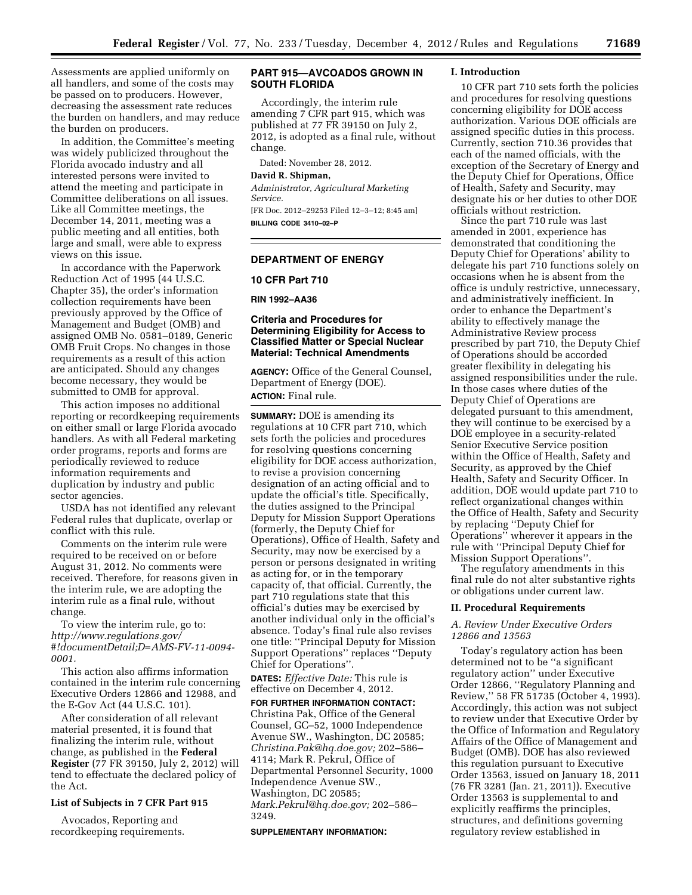Assessments are applied uniformly on all handlers, and some of the costs may be passed on to producers. However, decreasing the assessment rate reduces the burden on handlers, and may reduce the burden on producers.

In addition, the Committee's meeting was widely publicized throughout the Florida avocado industry and all interested persons were invited to attend the meeting and participate in Committee deliberations on all issues. Like all Committee meetings, the December 14, 2011, meeting was a public meeting and all entities, both large and small, were able to express views on this issue.

In accordance with the Paperwork Reduction Act of 1995 (44 U.S.C. Chapter 35), the order's information collection requirements have been previously approved by the Office of Management and Budget (OMB) and assigned OMB No. 0581–0189, Generic OMB Fruit Crops. No changes in those requirements as a result of this action are anticipated. Should any changes become necessary, they would be submitted to OMB for approval.

This action imposes no additional reporting or recordkeeping requirements on either small or large Florida avocado handlers. As with all Federal marketing order programs, reports and forms are periodically reviewed to reduce information requirements and duplication by industry and public sector agencies.

USDA has not identified any relevant Federal rules that duplicate, overlap or conflict with this rule.

Comments on the interim rule were required to be received on or before August 31, 2012. No comments were received. Therefore, for reasons given in the interim rule, we are adopting the interim rule as a final rule, without change.

To view the interim rule, go to: *http://www.regulations.gov/#!documentDetail;D=AMS-FV-11-0094-0001.*

This action also affirms information contained in the interim rule concerning Executive Orders 12866 and 12988, and the E-Gov Act (44 U.S.C. 101).

After consideration of all relevant material presented, it is found that finalizing the interim rule, without change, as published in the **Federal Register** (77 FR 39150, July 2, 2012) will tend to effectuate the declared policy of the Act.

**List of Subjects in 7 CFR Part 915**

Avocados, Reporting and recordkeeping requirements.

**PART 915—AVCOADOS GROWN IN SOUTH FLORIDA**

Accordingly, the interim rule amending 7 CFR part 915, which was published at 77 FR 39150 on July 2, 2012, is adopted as a final rule, without change.

Dated: November 28, 2012.

**David R. Shipman,**

*Administrator, Agricultural Marketing Service.*

[FR Doc. 2012–29253 Filed 12–3–12; 8:45 am]

**BILLING CODE 3410–02–P**

---

## DEPARTMENT OF ENERGY

### 10 CFR Part 710

**RIN 1992–AA36**

### Criteria and Procedures for Determining Eligibility for Access to Classified Matter or Special Nuclear Material: Technical Amendments

**AGENCY:** Office of the General Counsel, Department of Energy (DOE).

**ACTION:** Final rule.

**SUMMARY:** DOE is amending its regulations at 10 CFR part 710, which sets forth the policies and procedures for resolving questions concerning eligibility for DOE access authorization, to revise a provision concerning designation of an acting official and to update the official's title. Specifically, the duties assigned to the Principal Deputy for Mission Support Operations (formerly, the Deputy Chief for Operations), Office of Health, Safety and Security, may now be exercised by a person or persons designated in writing as acting for, or in the temporary capacity of, that official. Currently, the part 710 regulations state that this official's duties may be exercised by another individual only in the official's absence. Today's final rule also revises one title: ''Principal Deputy for Mission Support Operations'' replaces ''Deputy Chief for Operations''.

**DATES:** *Effective Date:* This rule is effective on December 4, 2012.

**FOR FURTHER INFORMATION CONTACT:** Christina Pak, Office of the General Counsel, GC–52, 1000 Independence Avenue SW., Washington, DC 20585; *Christina.Pak@hq.doe.gov;* 202–586–4114; Mark R. Pekrul, Office of Departmental Personnel Security, 1000 Independence Avenue SW., Washington, DC 20585; *Mark.Pekrul@hq.doe.gov;* 202–586–3249.

**SUPPLEMENTARY INFORMATION:**

**I. Introduction**

10 CFR part 710 sets forth the policies and procedures for resolving questions concerning eligibility for DOE access authorization. Various DOE officials are assigned specific duties in this process. Currently, section 710.36 provides that each of the named officials, with the exception of the Secretary of Energy and the Deputy Chief for Operations, Office of Health, Safety and Security, may designate his or her duties to other DOE officials without restriction.

Since the part 710 rule was last amended in 2001, experience has demonstrated that conditioning the Deputy Chief for Operations' ability to delegate his part 710 functions solely on occasions when he is absent from the office is unduly restrictive, unnecessary, and administratively inefficient. In order to enhance the Department's ability to effectively manage the Administrative Review process prescribed by part 710, the Deputy Chief of Operations should be accorded greater flexibility in delegating his assigned responsibilities under the rule. In those cases where duties of the Deputy Chief of Operations are delegated pursuant to this amendment, they will continue to be exercised by a DOE employee in a security-related Senior Executive Service position within the Office of Health, Safety and Security, as approved by the Chief Health, Safety and Security Officer. In addition, DOE would update part 710 to reflect organizational changes within the Office of Health, Safety and Security by replacing ''Deputy Chief for Operations'' wherever it appears in the rule with ''Principal Deputy Chief for Mission Support Operations''.

The regulatory amendments in this final rule do not alter substantive rights or obligations under current law.

**II. Procedural Requirements**

*A. Review Under Executive Orders 12866 and 13563*

Today's regulatory action has been determined not to be ''a significant regulatory action'' under Executive Order 12866, ''Regulatory Planning and Review,'' 58 FR 51735 (October 4, 1993). Accordingly, this action was not subject to review under that Executive Order by the Office of Information and Regulatory Affairs of the Office of Management and Budget (OMB). DOE has also reviewed this regulation pursuant to Executive Order 13563, issued on January 18, 2011 (76 FR 3281 (Jan. 21, 2011)). Executive Order 13563 is supplemental to and explicitly reaffirms the principles, structures, and definitions governing regulatory review established in